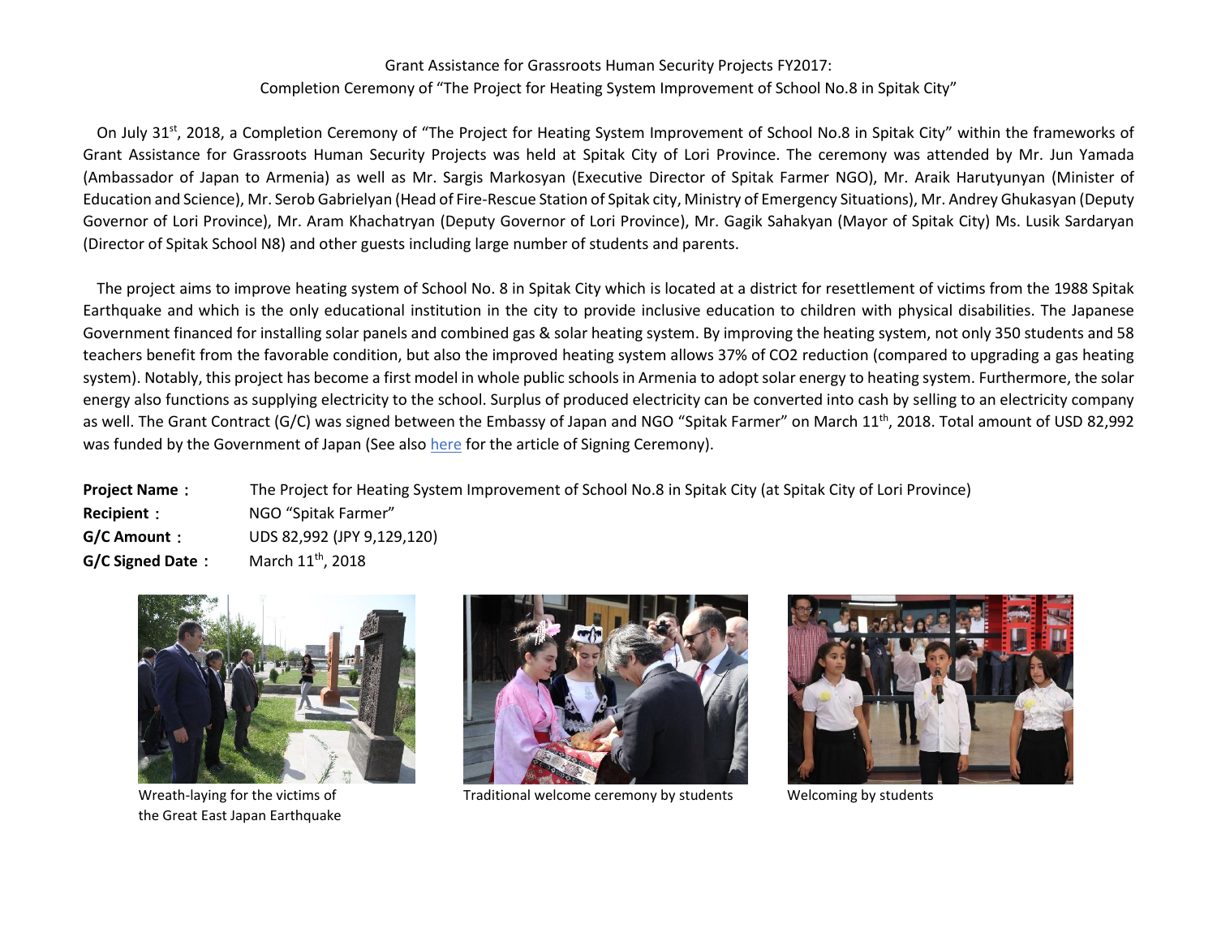Grant Assistance for Grassroots Human Security Projects FY2017:
Completion Ceremony of "The Project for Heating System Improvement of School No.8 in Spitak City"

On July 31st, 2018, a Completion Ceremony of "The Project for Heating System Improvement of School No.8 in Spitak City" within the frameworks of Grant Assistance for Grassroots Human Security Projects was held at Spitak City of Lori Province. The ceremony was attended by Mr. Jun Yamada (Ambassador of Japan to Armenia) as well as Mr. Sargis Markosyan (Executive Director of Spitak Farmer NGO), Mr. Araik Harutyunyan (Minister of Education and Science), Mr. Serob Gabrielyan (Head of Fire-Rescue Station of Spitak city, Ministry of Emergency Situations), Mr. Andrey Ghukasyan (Deputy Governor of Lori Province), Mr. Aram Khachatryan (Deputy Governor of Lori Province), Mr. Gagik Sahakyan (Mayor of Spitak City) Ms. Lusik Sardaryan (Director of Spitak School N8) and other guests including large number of students and parents.

The project aims to improve heating system of School No. 8 in Spitak City which is located at a district for resettlement of victims from the 1988 Spitak Earthquake and which is the only educational institution in the city to provide inclusive education to children with physical disabilities. The Japanese Government financed for installing solar panels and combined gas & solar heating system. By improving the heating system, not only 350 students and 58 teachers benefit from the favorable condition, but also the improved heating system allows 37% of $CO_2$ reduction (compared to upgrading a gas heating system). Notably, this project has become a first model in whole public schools in Armenia to adopt solar energy to heating system. Furthermore, the solar energy also functions as supplying electricity to the school. Surplus of produced electricity can be converted into cash by selling to an electricity company as well. The Grant Contract (G/C) was signed between the Embassy of Japan and NGO "Spitak Farmer" on March 11th, 2018. Total amount of USD 82,992 was funded by the Government of Japan (See also here for the article of Signing Ceremony).

**Project Name：** The Project for Heating System Improvement of School No.8 in Spitak City (at Spitak City of Lori Province)
**Recipient：** NGO "Spitak Farmer"
**G/C Amount：** UDS 82,992 (JPY 9,129,120)
**G/C Signed Date：** March 11th, 2018

Wreath-laying for the victims of the Great East Japan Earthquake

Traditional welcome ceremony by students

Welcoming by students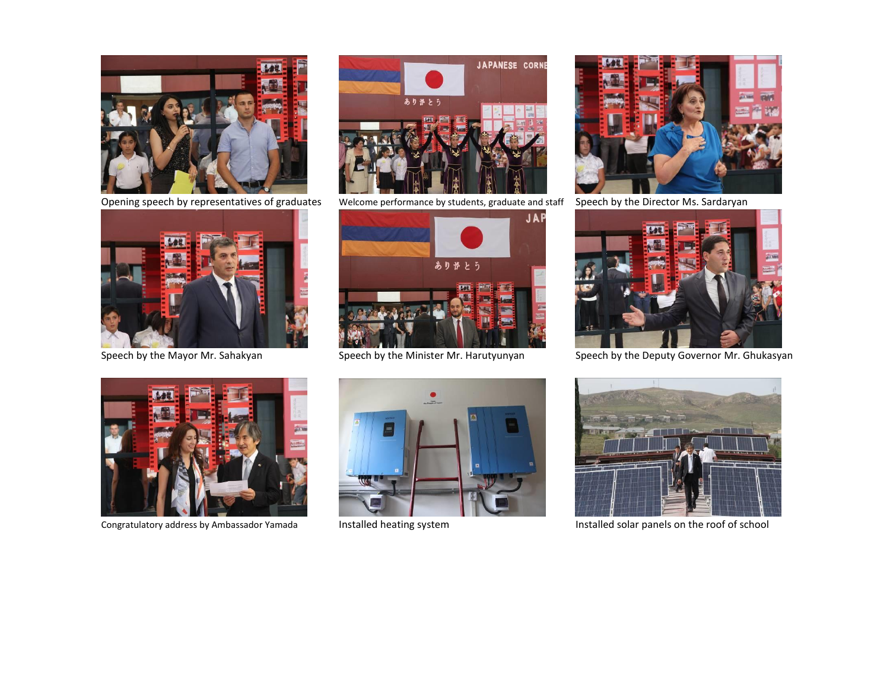Opening speech by representatives of graduates

Welcome performance by students, graduate and staff

Speech by the Director Ms. Sardaryan

Speech by the Mayor Mr. Sahakyan

Speech by the Minister Mr. Harutyunyan

Speech by the Deputy Governor Mr. Ghukasyan

Congratulatory address by Ambassador Yamada

Installed heating system

Installed solar panels on the roof of school